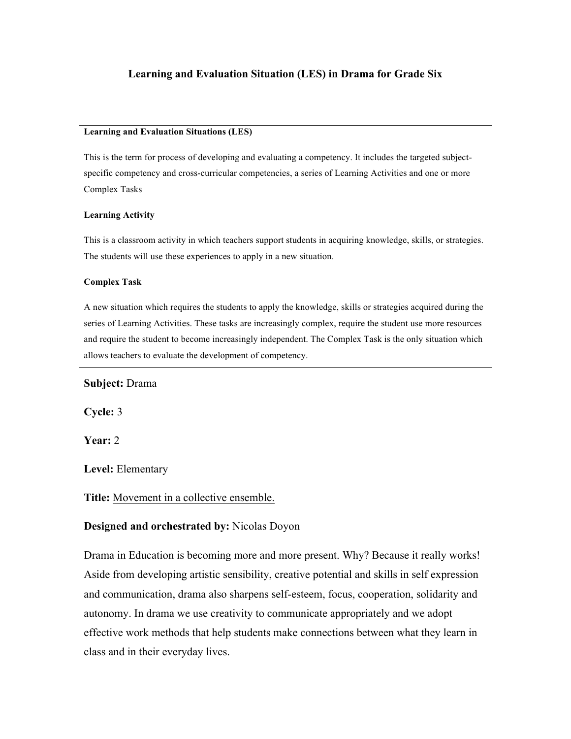# Learning and Evaluation Situation (LES) in Drama for Grade Six

**Learning and Evaluation Situations (LES)**

This is the term for process of developing and evaluating a competency. It includes the targeted subject-specific competency and cross-curricular competencies, a series of Learning Activities and one or more Complex Tasks

**Learning Activity**

This is a classroom activity in which teachers support students in acquiring knowledge, skills, or strategies. The students will use these experiences to apply in a new situation.

**Complex Task**

A new situation which requires the students to apply the knowledge, skills or strategies acquired during the series of Learning Activities. These tasks are increasingly complex, require the student use more resources and require the student to become increasingly independent. The Complex Task is the only situation which allows teachers to evaluate the development of competency.

**Subject:** Drama

**Cycle:** 3

**Year:** 2

**Level:** Elementary

**Title:** <u>Movement in a collective ensemble.</u>

**Designed and orchestrated by:** Nicolas Doyon

Drama in Education is becoming more and more present. Why? Because it really works! Aside from developing artistic sensibility, creative potential and skills in self expression and communication, drama also sharpens self-esteem, focus, cooperation, solidarity and autonomy. In drama we use creativity to communicate appropriately and we adopt effective work methods that help students make connections between what they learn in class and in their everyday lives.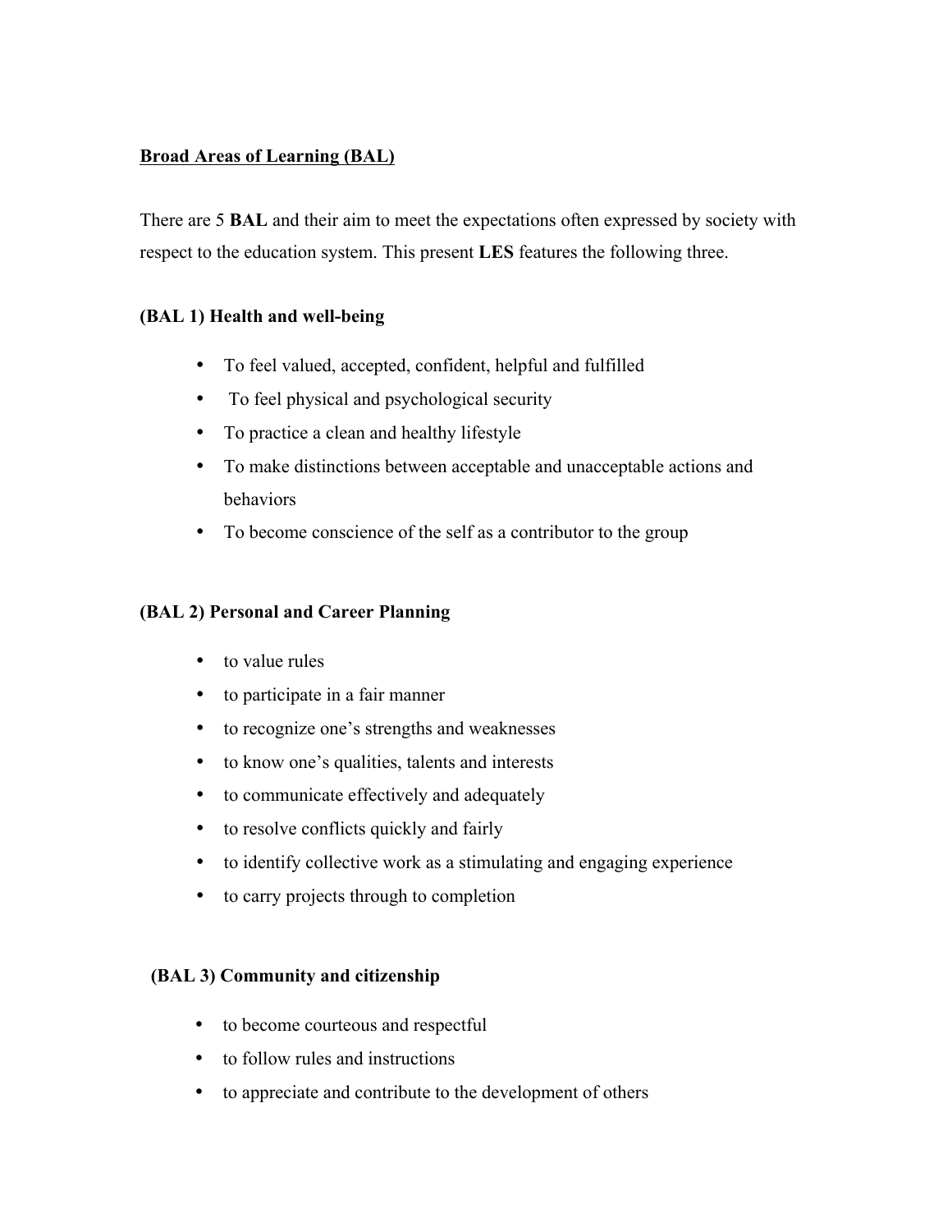**<u>Broad Areas of Learning (BAL)</u>**

There are 5 **BAL** and their aim to meet the expectations often expressed by society with respect to the education system. This present **LES** features the following three.

**(BAL 1) Health and well-being**

- To feel valued, accepted, confident, helpful and fulfilled
- To feel physical and psychological security
- To practice a clean and healthy lifestyle
- To make distinctions between acceptable and unacceptable actions and behaviors
- To become conscience of the self as a contributor to the group

**(BAL 2) Personal and Career Planning**

- to value rules
- to participate in a fair manner
- to recognize one's strengths and weaknesses
- to know one's qualities, talents and interests
- to communicate effectively and adequately
- to resolve conflicts quickly and fairly
- to identify collective work as a stimulating and engaging experience
- to carry projects through to completion

**(BAL 3) Community and citizenship**

- to become courteous and respectful
- to follow rules and instructions
- to appreciate and contribute to the development of others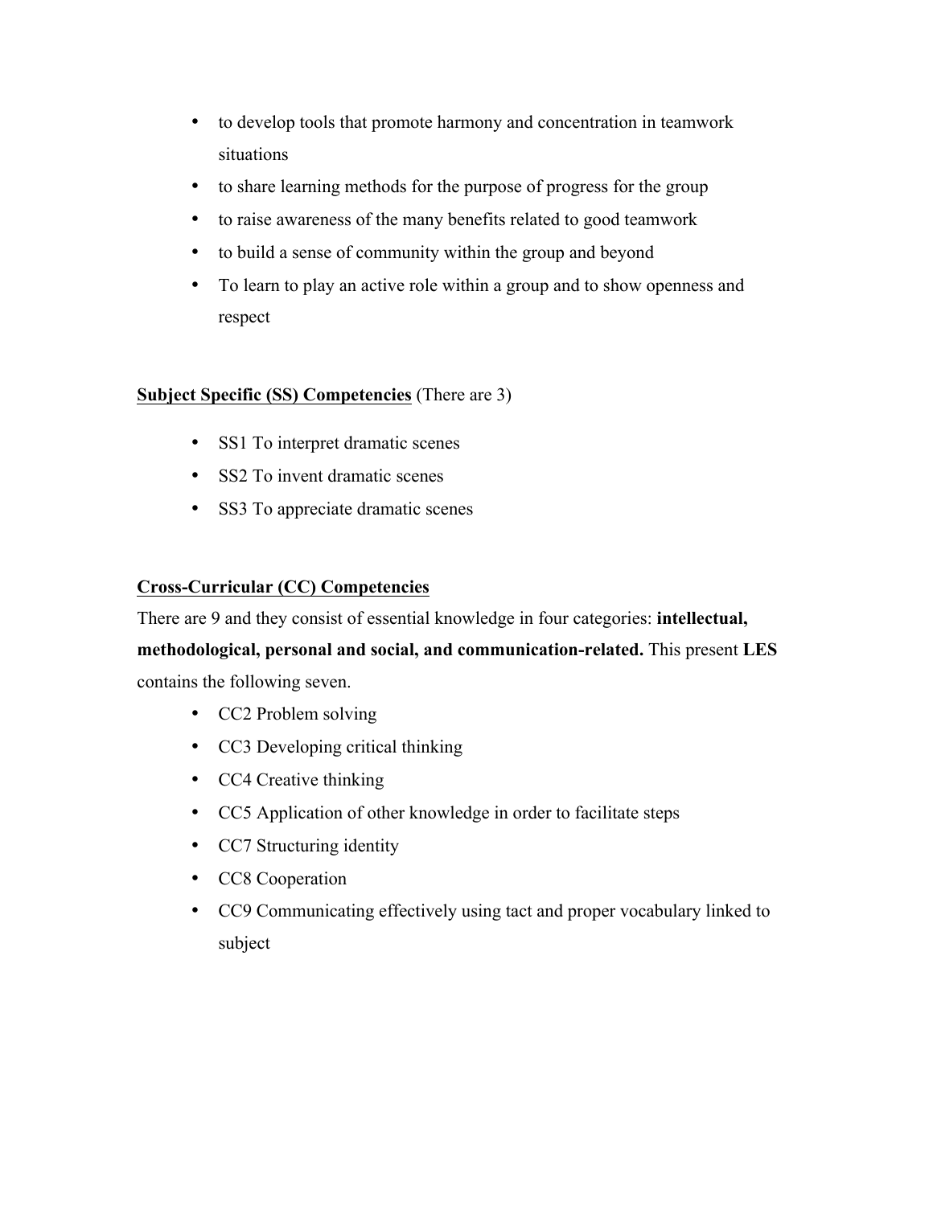- to develop tools that promote harmony and concentration in teamwork situations
- to share learning methods for the purpose of progress for the group
- to raise awareness of the many benefits related to good teamwork
- to build a sense of community within the group and beyond
- To learn to play an active role within a group and to show openness and respect

**Subject Specific (SS) Competencies** (There are 3)

- SS1 To interpret dramatic scenes
- SS2 To invent dramatic scenes
- SS3 To appreciate dramatic scenes

**Cross-Curricular (CC) Competencies**

There are 9 and they consist of essential knowledge in four categories: **intellectual, methodological, personal and social, and communication-related.** This present **LES** contains the following seven.

- CC2 Problem solving
- CC3 Developing critical thinking
- CC4 Creative thinking
- CC5 Application of other knowledge in order to facilitate steps
- CC7 Structuring identity
- CC8 Cooperation
- CC9 Communicating effectively using tact and proper vocabulary linked to subject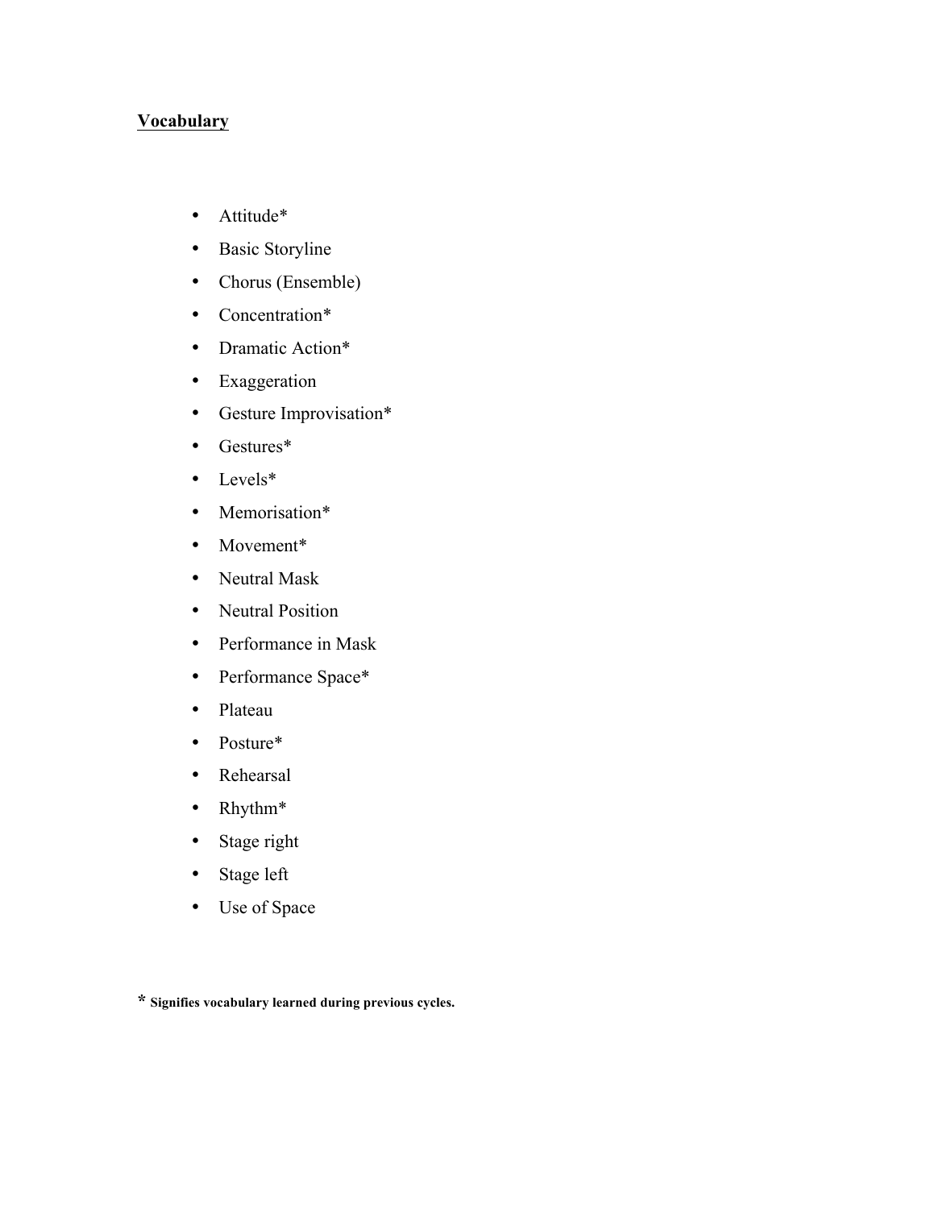**Vocabulary**

- Attitude*
- Basic Storyline
- Chorus (Ensemble)
- Concentration*
- Dramatic Action*
- Exaggeration
- Gesture Improvisation*
- Gestures*
- Levels*
- Memorisation*
- Movement*
- Neutral Mask
- Neutral Position
- Performance in Mask
- Performance Space*
- Plateau
- Posture*
- Rehearsal
- Rhythm*
- Stage right
- Stage left
- Use of Space

\* **Signifies vocabulary learned during previous cycles.**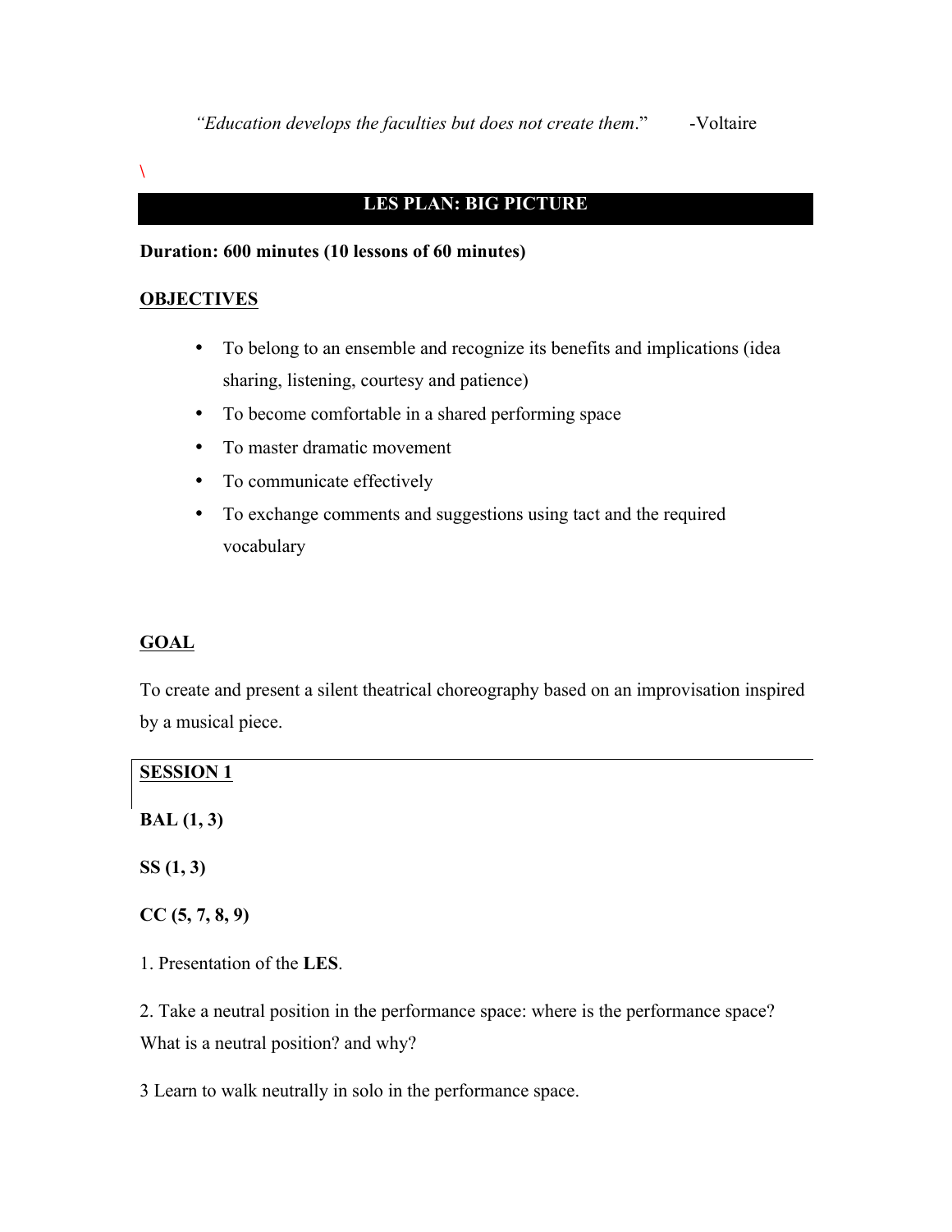*“Education develops the faculties but does not create them.”* -Voltaire

\

## LES PLAN: BIG PICTURE

**Duration: 600 minutes (10 lessons of 60 minutes)**

**OBJECTIVES**

- To belong to an ensemble and recognize its benefits and implications (idea sharing, listening, courtesy and patience)
- To become comfortable in a shared performing space
- To master dramatic movement
- To communicate effectively
- To exchange comments and suggestions using tact and the required vocabulary

**GOAL**

To create and present a silent theatrical choreography based on an improvisation inspired by a musical piece.

**SESSION 1**

**BAL (1, 3)**

**SS (1, 3)**

**CC (5, 7, 8, 9)**

1. Presentation of the **LES**.

2. Take a neutral position in the performance space: where is the performance space? What is a neutral position? and why?

3 Learn to walk neutrally in solo in the performance space.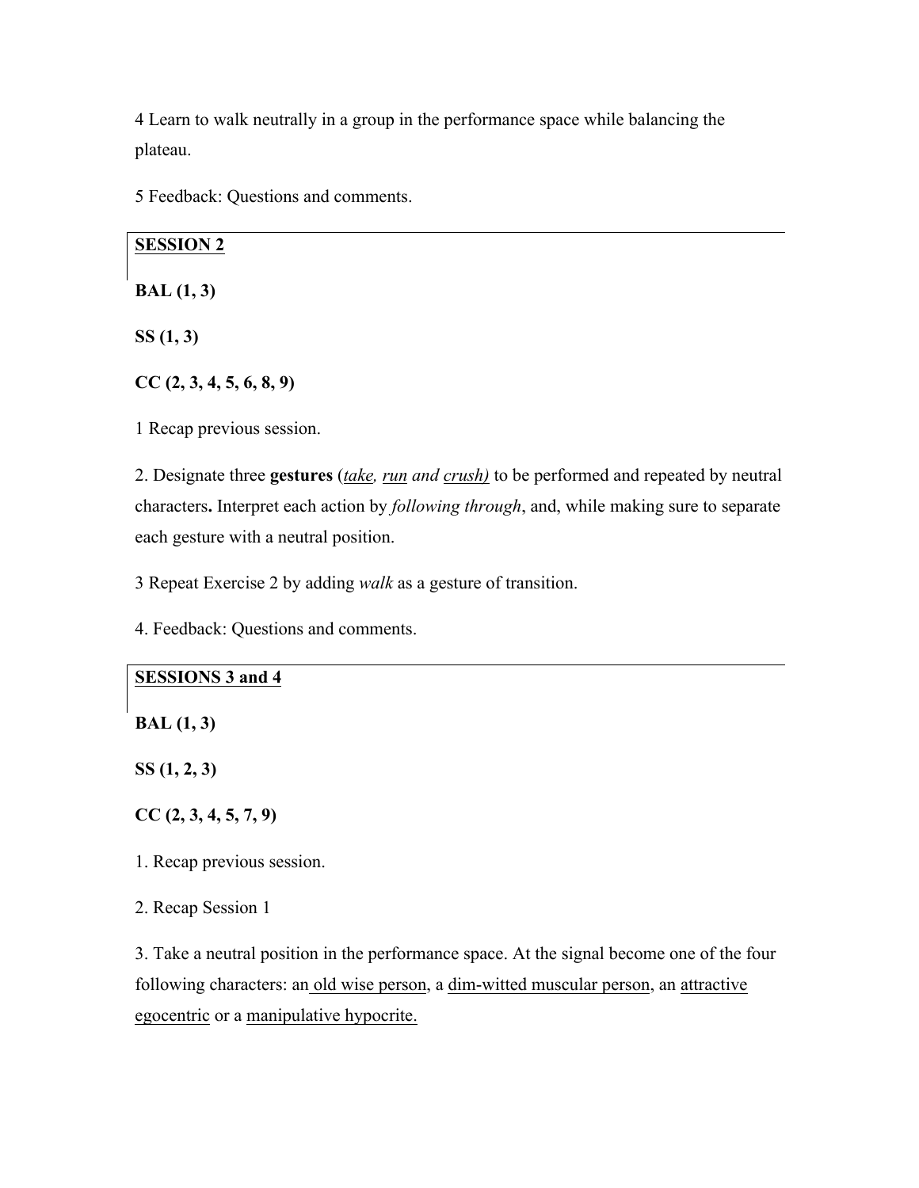4 Learn to walk neutrally in a group in the performance space while balancing the plateau.

5 Feedback: Questions and comments.

## SESSION 2

**BAL (1, 3)**

**SS (1, 3)**

**CC (2, 3, 4, 5, 6, 8, 9)**

1 Recap previous session.

2. Designate three **gestures** (*take, run and crush)* to be performed and repeated by neutral characters**.** Interpret each action by *following through*, and, while making sure to separate each gesture with a neutral position.

3 Repeat Exercise 2 by adding *walk* as a gesture of transition.

4. Feedback: Questions and comments.

## SESSIONS 3 and 4

**BAL (1, 3)**

**SS (1, 2, 3)**

**CC (2, 3, 4, 5, 7, 9)**

1. Recap previous session.

2. Recap Session 1

3. Take a neutral position in the performance space. At the signal become one of the four following characters: an old wise person, a dim-witted muscular person, an attractive egocentric or a manipulative hypocrite.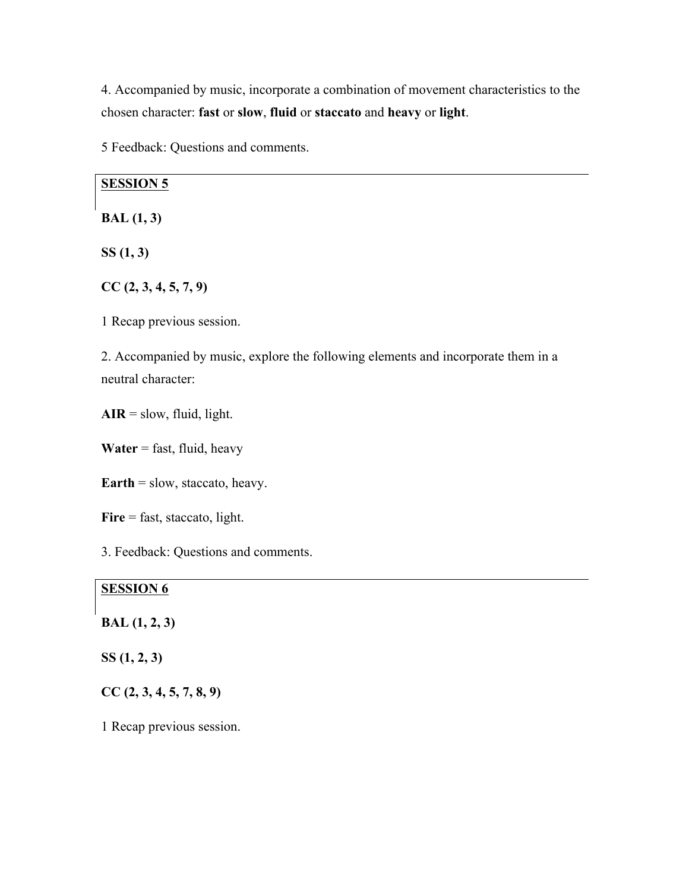4. Accompanied by music, incorporate a combination of movement characteristics to the chosen character: **fast** or **slow**, **fluid** or **staccato** and **heavy** or **light**.

5 Feedback: Questions and comments.

## SESSION 5

**BAL (1, 3)**

**SS (1, 3)**

**CC (2, 3, 4, 5, 7, 9)**

1 Recap previous session.

2. Accompanied by music, explore the following elements and incorporate them in a neutral character:

**AIR** = slow, fluid, light.

**Water** = fast, fluid, heavy

**Earth** = slow, staccato, heavy.

**Fire** = fast, staccato, light.

3. Feedback: Questions and comments.

## SESSION 6

**BAL (1, 2, 3)**

**SS (1, 2, 3)**

**CC (2, 3, 4, 5, 7, 8, 9)**

1 Recap previous session.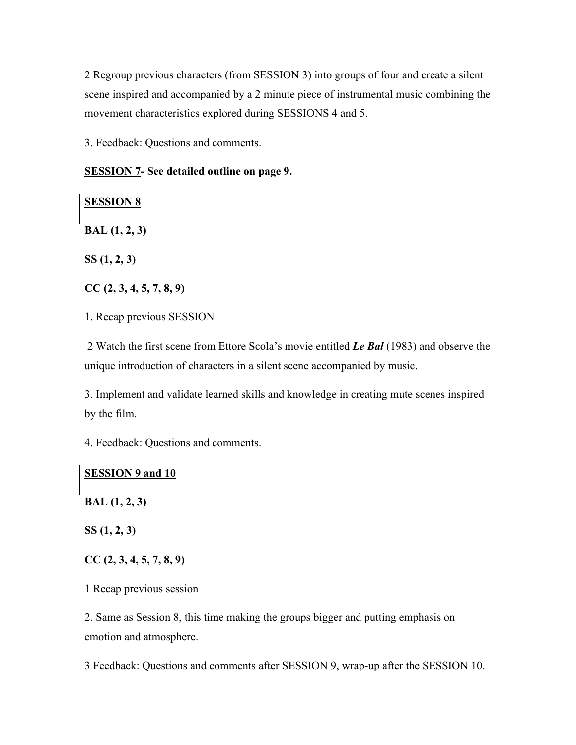2 Regroup previous characters (from SESSION 3) into groups of four and create a silent scene inspired and accompanied by a 2 minute piece of instrumental music combining the movement characteristics explored during SESSIONS 4 and 5.

3. Feedback: Questions and comments.

**SESSION 7- See detailed outline on page 9.**

**SESSION 8**

**BAL (1, 2, 3)**

**SS (1, 2, 3)**

**CC (2, 3, 4, 5, 7, 8, 9)**

1. Recap previous SESSION

2 Watch the first scene from Ettore Scola's movie entitled ***Le Bal*** (1983) and observe the unique introduction of characters in a silent scene accompanied by music.

3. Implement and validate learned skills and knowledge in creating mute scenes inspired by the film.

4. Feedback: Questions and comments.

**SESSION 9 and 10**

**BAL (1, 2, 3)**

**SS (1, 2, 3)**

**CC (2, 3, 4, 5, 7, 8, 9)**

1 Recap previous session

2. Same as Session 8, this time making the groups bigger and putting emphasis on emotion and atmosphere.

3 Feedback: Questions and comments after SESSION 9, wrap-up after the SESSION 10.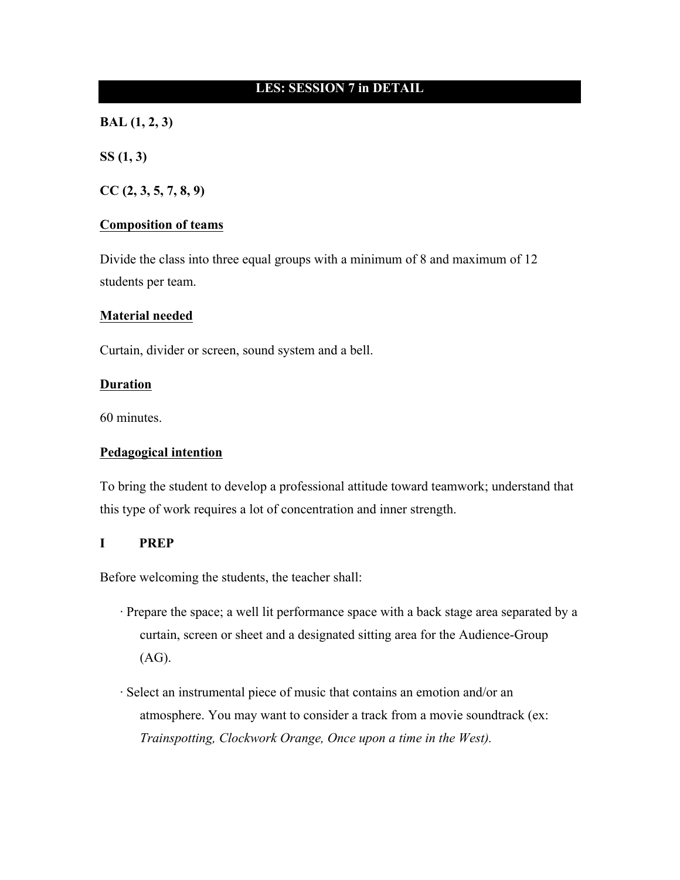## LES: SESSION 7 in DETAIL

**BAL (1, 2, 3)**

**SS (1, 3)**

**CC (2, 3, 5, 7, 8, 9)**

**Composition of teams**

Divide the class into three equal groups with a minimum of 8 and maximum of 12 students per team.

**Material needed**

Curtain, divider or screen, sound system and a bell.

**Duration**

60 minutes.

**Pedagogical intention**

To bring the student to develop a professional attitude toward teamwork; understand that this type of work requires a lot of concentration and inner strength.

### I PREP

Before welcoming the students, the teacher shall:

- Prepare the space; a well lit performance space with a back stage area separated by a curtain, screen or sheet and a designated sitting area for the Audience-Group (AG).
- Select an instrumental piece of music that contains an emotion and/or an atmosphere. You may want to consider a track from a movie soundtrack (ex: *Trainspotting, Clockwork Orange, Once upon a time in the West).*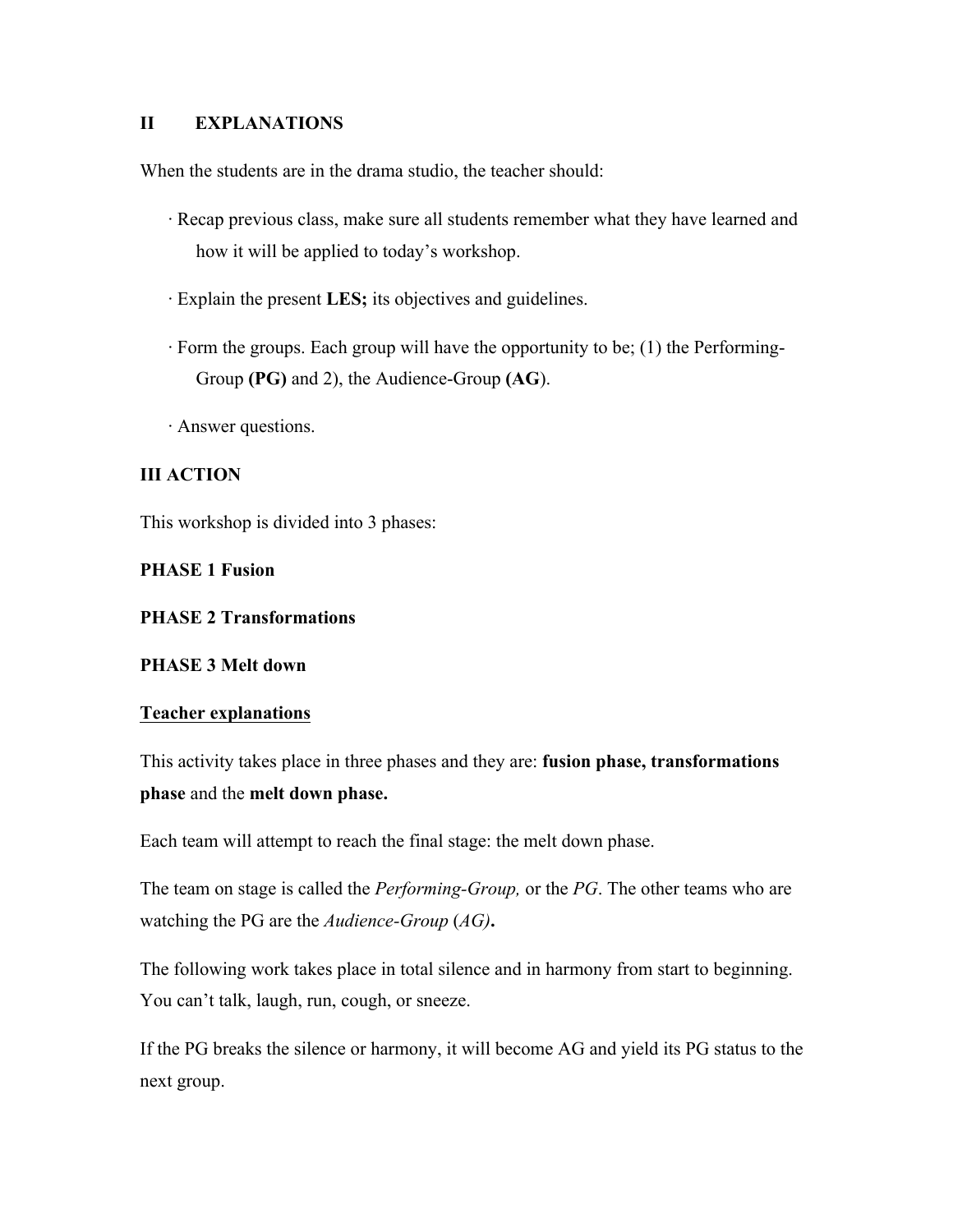## II EXPLANATIONS

When the students are in the drama studio, the teacher should:

- · Recap previous class, make sure all students remember what they have learned and how it will be applied to today's workshop.
- · Explain the present **LES;** its objectives and guidelines.
- · Form the groups. Each group will have the opportunity to be; (1) the Performing-Group **(PG)** and 2), the Audience-Group **(AG)**.
- · Answer questions.

## III ACTION

This workshop is divided into 3 phases:

**PHASE 1 Fusion**

**PHASE 2 Transformations**

**PHASE 3 Melt down**

**<u>Teacher explanations</u>**

This activity takes place in three phases and they are: **fusion phase, transformations phase** and the **melt down phase.**

Each team will attempt to reach the final stage: the melt down phase.

The team on stage is called the *Performing-Group,* or the *PG*. The other teams who are watching the PG are the *Audience-Group* (*AG)***.**

The following work takes place in total silence and in harmony from start to beginning. You can't talk, laugh, run, cough, or sneeze.

If the PG breaks the silence or harmony, it will become AG and yield its PG status to the next group.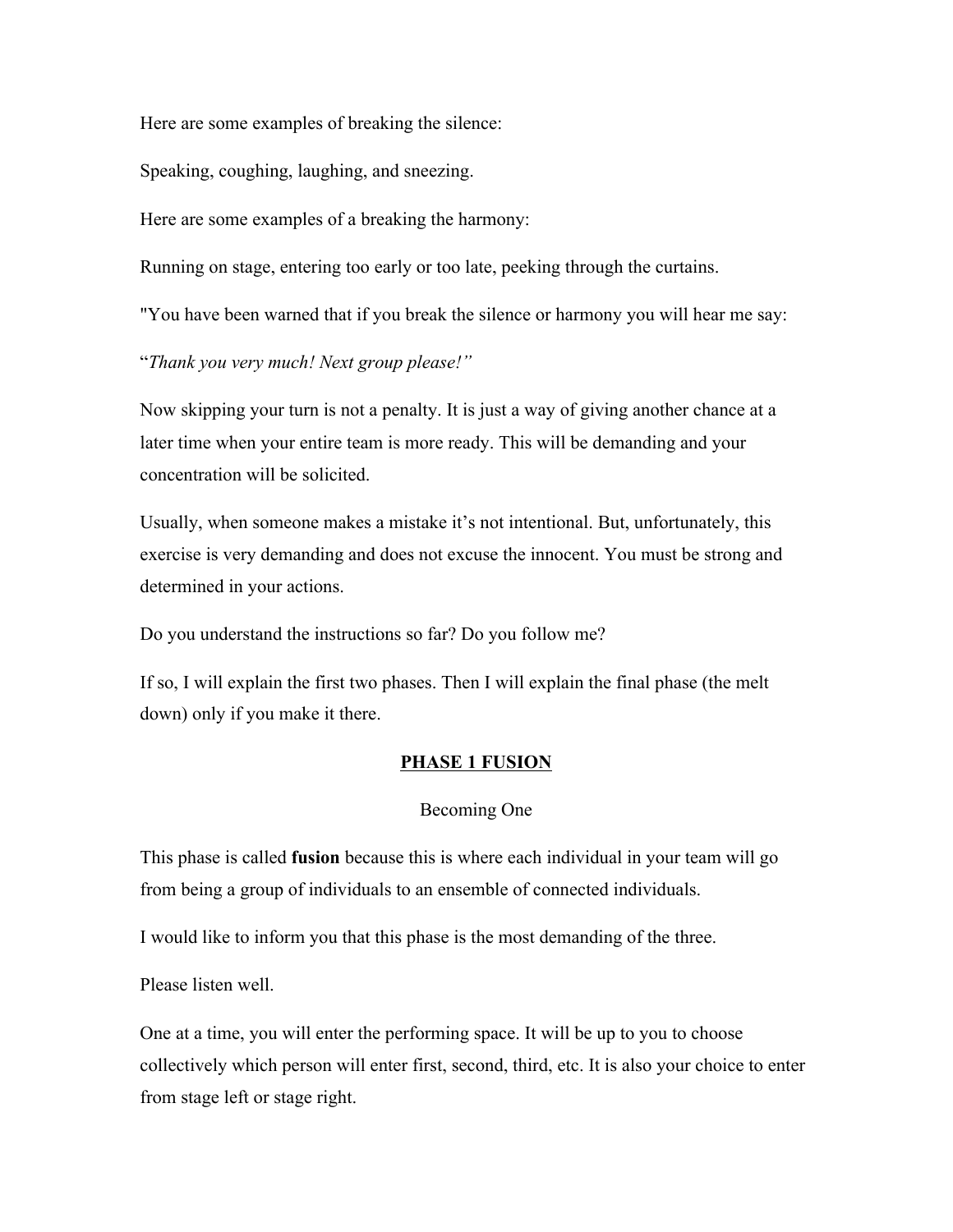Here are some examples of breaking the silence:

Speaking, coughing, laughing, and sneezing.

Here are some examples of a breaking the harmony:

Running on stage, entering too early or too late, peeking through the curtains.

"You have been warned that if you break the silence or harmony you will hear me say:

"*Thank you very much! Next group please!"*

Now skipping your turn is not a penalty. It is just a way of giving another chance at a later time when your entire team is more ready. This will be demanding and your concentration will be solicited.

Usually, when someone makes a mistake it's not intentional. But, unfortunately, this exercise is very demanding and does not excuse the innocent. You must be strong and determined in your actions.

Do you understand the instructions so far? Do you follow me?

If so, I will explain the first two phases. Then I will explain the final phase (the melt down) only if you make it there.

## PHASE 1 FUSION

Becoming One

This phase is called **fusion** because this is where each individual in your team will go from being a group of individuals to an ensemble of connected individuals.

I would like to inform you that this phase is the most demanding of the three.

Please listen well.

One at a time, you will enter the performing space. It will be up to you to choose collectively which person will enter first, second, third, etc. It is also your choice to enter from stage left or stage right.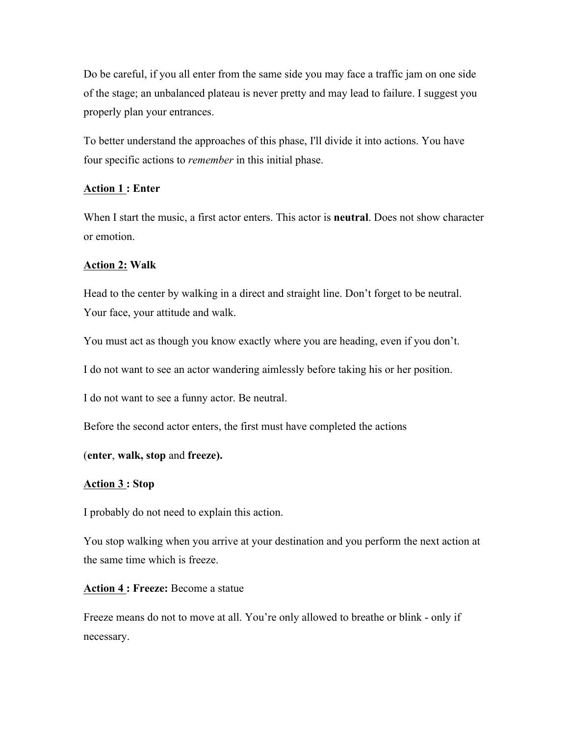Do be careful, if you all enter from the same side you may face a traffic jam on one side of the stage; an unbalanced plateau is never pretty and may lead to failure. I suggest you properly plan your entrances.

To better understand the approaches of this phase, I'll divide it into actions. You have four specific actions to *remember* in this initial phase.

**Action 1 : Enter**

When I start the music, a first actor enters. This actor is **neutral**. Does not show character or emotion.

**Action 2: Walk**

Head to the center by walking in a direct and straight line. Don't forget to be neutral. Your face, your attitude and walk.

You must act as though you know exactly where you are heading, even if you don't.

I do not want to see an actor wandering aimlessly before taking his or her position.

I do not want to see a funny actor. Be neutral.

Before the second actor enters, the first must have completed the actions

(**enter**, **walk, stop** and **freeze).**

**Action 3 : Stop**

I probably do not need to explain this action.

You stop walking when you arrive at your destination and you perform the next action at the same time which is freeze.

**Action 4 : Freeze:** Become a statue

Freeze means do not to move at all. You're only allowed to breathe or blink - only if necessary.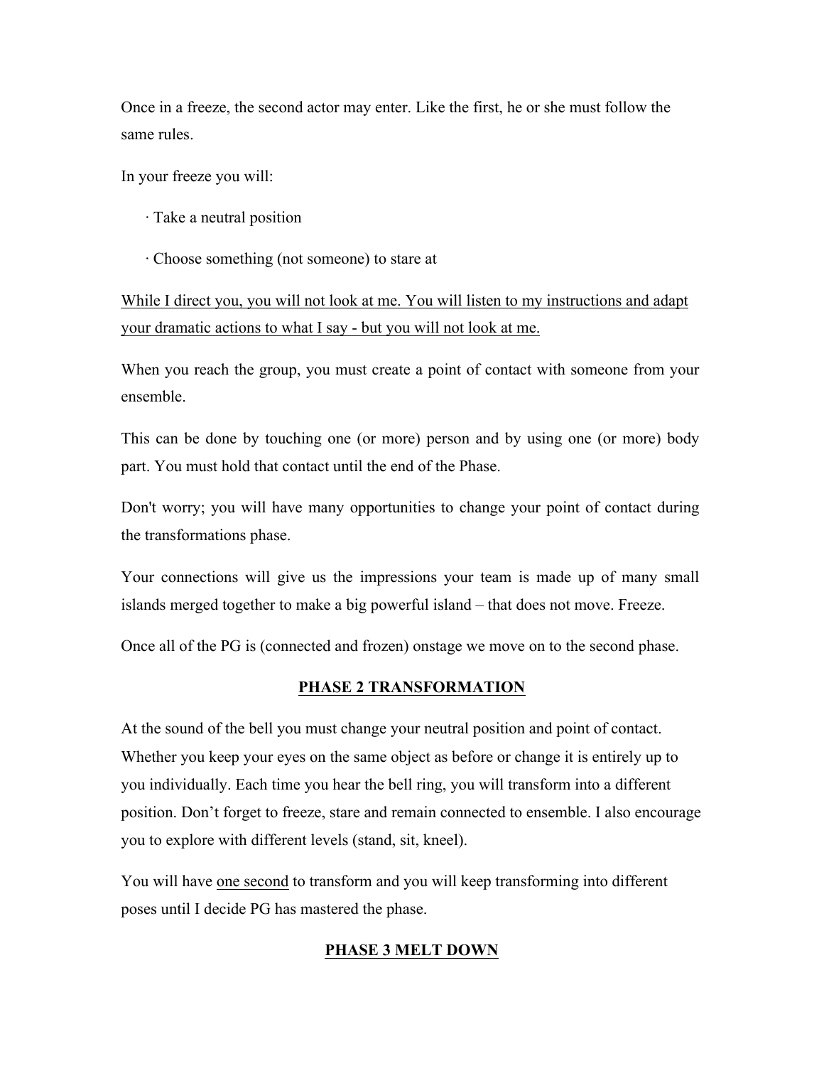Once in a freeze, the second actor may enter. Like the first, he or she must follow the same rules.

In your freeze you will:

- Take a neutral position
- Choose something (not someone) to stare at

<u>While I direct you, you will not look at me. You will listen to my instructions and adapt your dramatic actions to what I say - but you will not look at me.</u>

When you reach the group, you must create a point of contact with someone from your ensemble.

This can be done by touching one (or more) person and by using one (or more) body part. You must hold that contact until the end of the Phase.

Don't worry; you will have many opportunities to change your point of contact during the transformations phase.

Your connections will give us the impressions your team is made up of many small islands merged together to make a big powerful island – that does not move. Freeze.

Once all of the PG is (connected and frozen) onstage we move on to the second phase.

## PHASE 2 TRANSFORMATION

At the sound of the bell you must change your neutral position and point of contact. Whether you keep your eyes on the same object as before or change it is entirely up to you individually. Each time you hear the bell ring, you will transform into a different position. Don't forget to freeze, stare and remain connected to ensemble. I also encourage you to explore with different levels (stand, sit, kneel).

You will have <u>one second</u> to transform and you will keep transforming into different poses until I decide PG has mastered the phase.

## PHASE 3 MELT DOWN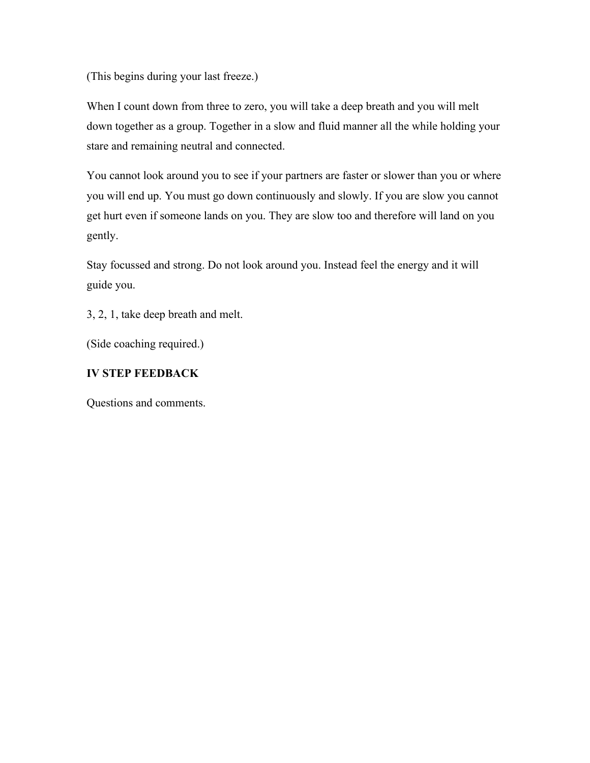(This begins during your last freeze.)

When I count down from three to zero, you will take a deep breath and you will melt down together as a group. Together in a slow and fluid manner all the while holding your stare and remaining neutral and connected.

You cannot look around you to see if your partners are faster or slower than you or where you will end up. You must go down continuously and slowly. If you are slow you cannot get hurt even if someone lands on you. They are slow too and therefore will land on you gently.

Stay focussed and strong. Do not look around you. Instead feel the energy and it will guide you.

3, 2, 1, take deep breath and melt.

(Side coaching required.)

**IV STEP FEEDBACK**

Questions and comments.